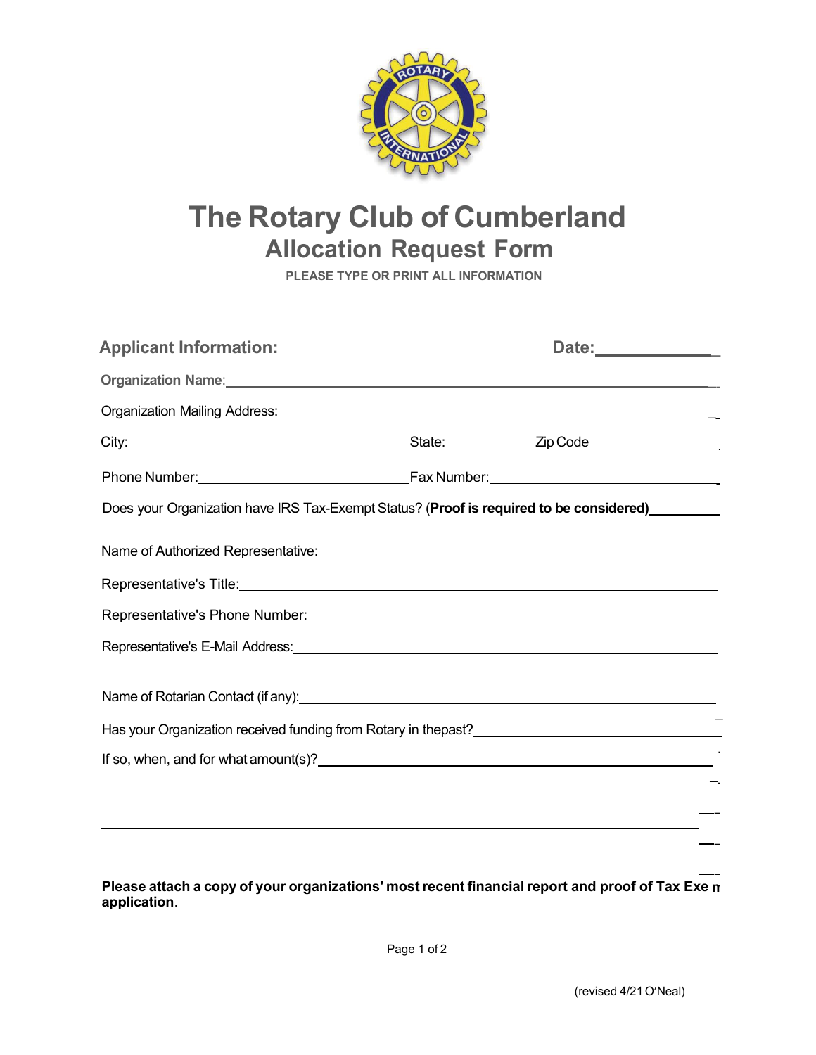# The Rotary Club of Cumberland

## Allocation Request Form

**PLEASE TYPE OR PRINT ALL INFORMATION**

**Applicant Information:** **Date:**______________

**Organization Name**:________________________________________________

Organization Mailing Address:________________________________________________

City:______________________ State:__________ Zip Code______________

Phone Number:______________________ Fax Number:______________________

Does your Organization have IRS Tax-Exempt Status? (**Proof is required to be considered)**__________

Name of Authorized Representative:________________________________________________

Representative's Title:________________________________________________

Representative's Phone Number:________________________________________________

Representative's E-Mail Address:________________________________________________

Name of Rotarian Contact (if any):________________________________________________

Has your Organization received funding from Rotary in thepast?________________________________

If so, when, and for what amount(s)?________________________________________________

________________________________________________________________

________________________________________________________________

________________________________________________________________

**Please attach a copy of your organizations' most recent financial report and proof of Tax Exe m application**.

(revised 4/21 O'Neal)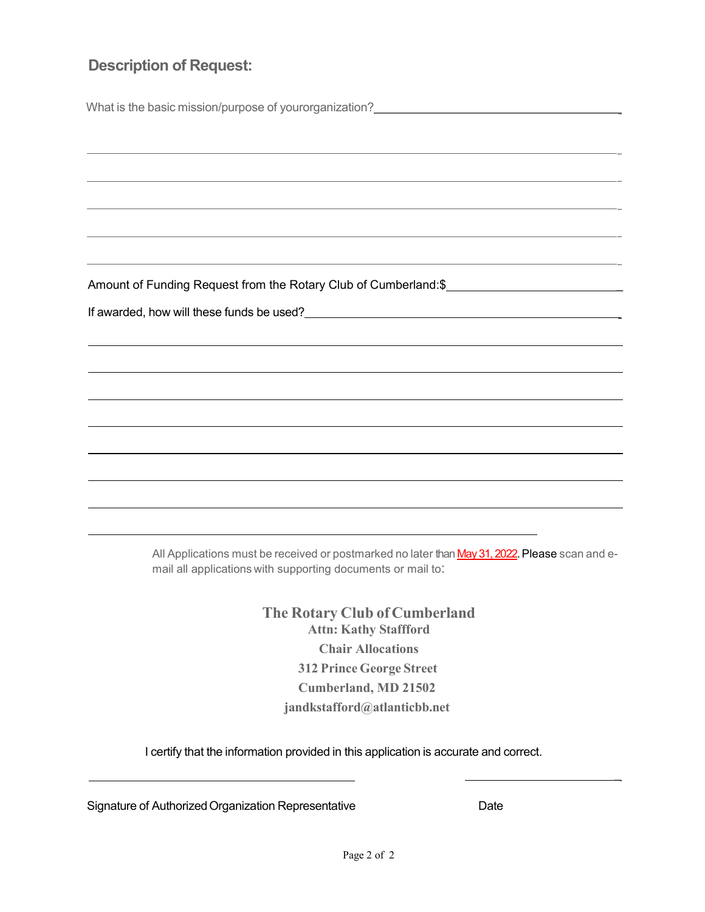## Description of Request:

What is the basic mission/purpose of yourorganization?\_\_\_\_\_\_\_\_\_\_\_\_\_\_\_\_\_\_\_\_\_\_\_\_\_\_\_\_\_\_\_\_\_\_\_\_\_\_\_\_

\_\_\_\_\_\_\_\_\_\_\_\_\_\_\_\_\_\_\_\_\_\_\_\_\_\_\_\_\_\_\_\_\_\_\_\_\_\_\_\_\_\_\_\_\_\_\_\_\_\_\_\_\_\_\_\_\_\_\_\_\_\_\_\_\_\_\_\_\_\_\_\_\_\_\_\_\_\_\_\_

\_\_\_\_\_\_\_\_\_\_\_\_\_\_\_\_\_\_\_\_\_\_\_\_\_\_\_\_\_\_\_\_\_\_\_\_\_\_\_\_\_\_\_\_\_\_\_\_\_\_\_\_\_\_\_\_\_\_\_\_\_\_\_\_\_\_\_\_\_\_\_\_\_\_\_\_\_\_\_\_

\_\_\_\_\_\_\_\_\_\_\_\_\_\_\_\_\_\_\_\_\_\_\_\_\_\_\_\_\_\_\_\_\_\_\_\_\_\_\_\_\_\_\_\_\_\_\_\_\_\_\_\_\_\_\_\_\_\_\_\_\_\_\_\_\_\_\_\_\_\_\_\_\_\_\_\_\_\_\_\_

\_\_\_\_\_\_\_\_\_\_\_\_\_\_\_\_\_\_\_\_\_\_\_\_\_\_\_\_\_\_\_\_\_\_\_\_\_\_\_\_\_\_\_\_\_\_\_\_\_\_\_\_\_\_\_\_\_\_\_\_\_\_\_\_\_\_\_\_\_\_\_\_\_\_\_\_\_\_\_\_

\_\_\_\_\_\_\_\_\_\_\_\_\_\_\_\_\_\_\_\_\_\_\_\_\_\_\_\_\_\_\_\_\_\_\_\_\_\_\_\_\_\_\_\_\_\_\_\_\_\_\_\_\_\_\_\_\_\_\_\_\_\_\_\_\_\_\_\_\_\_\_\_\_\_\_\_\_\_\_\_

Amount of Funding Request from the Rotary Club of Cumberland:$\_\_\_\_\_\_\_\_\_\_\_\_\_\_\_\_\_\_\_\_\_\_\_\_\_\_\_

If awarded, how will these funds be used?\_\_\_\_\_\_\_\_\_\_\_\_\_\_\_\_\_\_\_\_\_\_\_\_\_\_\_\_\_\_\_\_\_\_\_\_\_\_\_\_\_\_\_\_\_\_\_

\_\_\_\_\_\_\_\_\_\_\_\_\_\_\_\_\_\_\_\_\_\_\_\_\_\_\_\_\_\_\_\_\_\_\_\_\_\_\_\_\_\_\_\_\_\_\_\_\_\_\_\_\_\_\_\_\_\_\_\_\_\_\_\_\_\_\_\_\_\_\_\_\_\_\_\_\_\_\_\_

\_\_\_\_\_\_\_\_\_\_\_\_\_\_\_\_\_\_\_\_\_\_\_\_\_\_\_\_\_\_\_\_\_\_\_\_\_\_\_\_\_\_\_\_\_\_\_\_\_\_\_\_\_\_\_\_\_\_\_\_\_\_\_\_\_\_\_\_\_\_\_\_\_\_\_\_\_\_\_\_

\_\_\_\_\_\_\_\_\_\_\_\_\_\_\_\_\_\_\_\_\_\_\_\_\_\_\_\_\_\_\_\_\_\_\_\_\_\_\_\_\_\_\_\_\_\_\_\_\_\_\_\_\_\_\_\_\_\_\_\_\_\_\_\_\_\_\_\_\_\_\_\_\_\_\_\_\_\_\_\_

\_\_\_\_\_\_\_\_\_\_\_\_\_\_\_\_\_\_\_\_\_\_\_\_\_\_\_\_\_\_\_\_\_\_\_\_\_\_\_\_\_\_\_\_\_\_\_\_\_\_\_\_\_\_\_\_\_\_\_\_\_\_\_\_\_\_\_\_\_\_\_\_\_\_\_\_\_\_\_\_

\_\_\_\_\_\_\_\_\_\_\_\_\_\_\_\_\_\_\_\_\_\_\_\_\_\_\_\_\_\_\_\_\_\_\_\_\_\_\_\_\_\_\_\_\_\_\_\_\_\_\_\_\_\_\_\_\_\_\_\_\_\_\_\_\_\_\_\_\_\_\_\_\_\_\_\_\_\_\_\_

\_\_\_\_\_\_\_\_\_\_\_\_\_\_\_\_\_\_\_\_\_\_\_\_\_\_\_\_\_\_\_\_\_\_\_\_\_\_\_\_\_\_\_\_\_\_\_\_\_\_\_\_\_\_\_\_\_\_\_\_\_\_\_\_\_\_\_\_\_\_\_\_\_\_\_\_\_\_\_\_

\_\_\_\_\_\_\_\_\_\_\_\_\_\_\_\_\_\_\_\_\_\_\_\_\_\_\_\_\_\_\_\_\_\_\_\_\_\_\_\_\_\_\_\_\_\_\_\_\_\_\_\_\_\_\_\_\_\_\_\_\_\_\_\_\_\_\_\_\_\_\_\_\_\_\_\_\_\_\_\_

\_\_\_\_\_\_\_\_\_\_\_\_\_\_\_\_\_\_\_\_\_\_\_\_\_\_\_\_\_\_\_\_\_\_\_\_\_\_\_\_\_\_\_\_\_\_\_\_\_\_\_\_\_\_\_\_\_\_\_\_\_\_\_\_\_\_\_\_\_

All Applications must be received or postmarked no later than May 31, 2022. Please scan and e-mail all applications with supporting documents or mail to:

**The Rotary Club of Cumberland**
**Attn: Kathy Staffford**
**Chair Allocations**
**312 Prince George Street**
**Cumberland, MD 21502**
**jandkstafford@atlanticbb.net**

I certify that the information provided in this application is accurate and correct.

\_\_\_\_\_\_\_\_\_\_\_\_\_\_\_\_\_\_\_\_\_\_\_\_\_\_\_\_\_\_\_\_\_\_\_\_\_\_\_\_\_\_\_\_ \_\_\_\_\_\_\_\_\_\_\_\_\_\_\_\_\_\_\_\_\_\_\_\_\_\_

Signature of Authorized Organization Representative Date